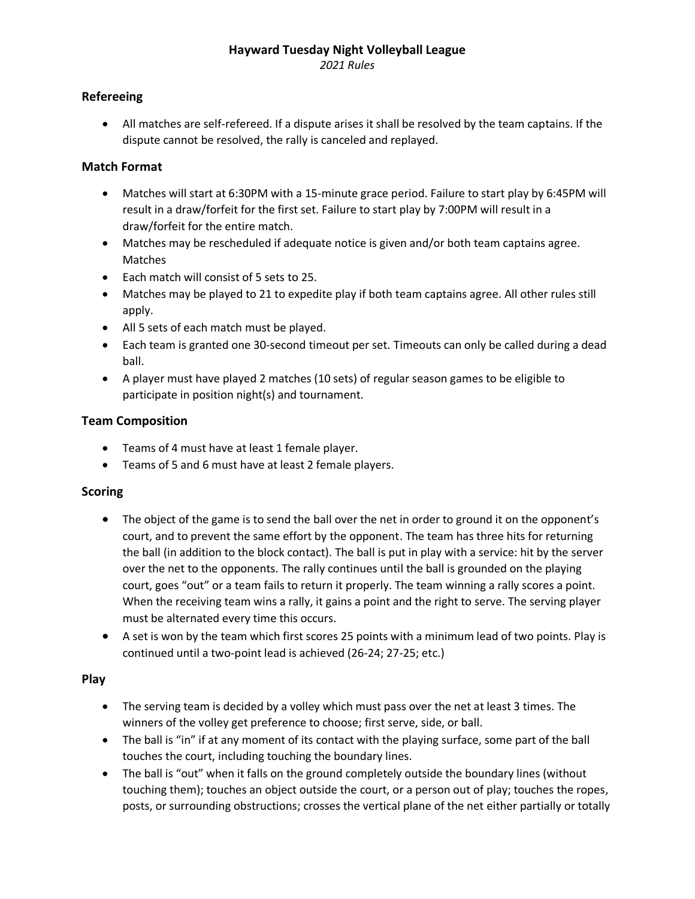# Hayward Tuesday Night Volleyball League

*2021 Rules*

## Refereeing

- All matches are self-refereed. If a dispute arises it shall be resolved by the team captains. If the dispute cannot be resolved, the rally is canceled and replayed.

## Match Format

- Matches will start at 6:30PM with a 15-minute grace period. Failure to start play by 6:45PM will result in a draw/forfeit for the first set. Failure to start play by 7:00PM will result in a draw/forfeit for the entire match.
- Matches may be rescheduled if adequate notice is given and/or both team captains agree. Matches
- Each match will consist of 5 sets to 25.
- Matches may be played to 21 to expedite play if both team captains agree. All other rules still apply.
- All 5 sets of each match must be played.
- Each team is granted one 30-second timeout per set. Timeouts can only be called during a dead ball.
- A player must have played 2 matches (10 sets) of regular season games to be eligible to participate in position night(s) and tournament.

## Team Composition

- Teams of 4 must have at least 1 female player.
- Teams of 5 and 6 must have at least 2 female players.

## Scoring

- The object of the game is to send the ball over the net in order to ground it on the opponent's court, and to prevent the same effort by the opponent. The team has three hits for returning the ball (in addition to the block contact). The ball is put in play with a service: hit by the server over the net to the opponents. The rally continues until the ball is grounded on the playing court, goes "out" or a team fails to return it properly. The team winning a rally scores a point. When the receiving team wins a rally, it gains a point and the right to serve. The serving player must be alternated every time this occurs.
- A set is won by the team which first scores 25 points with a minimum lead of two points. Play is continued until a two-point lead is achieved (26-24; 27-25; etc.)

## Play

- The serving team is decided by a volley which must pass over the net at least 3 times. The winners of the volley get preference to choose; first serve, side, or ball.
- The ball is "in" if at any moment of its contact with the playing surface, some part of the ball touches the court, including touching the boundary lines.
- The ball is "out" when it falls on the ground completely outside the boundary lines (without touching them); touches an object outside the court, or a person out of play; touches the ropes, posts, or surrounding obstructions; crosses the vertical plane of the net either partially or totally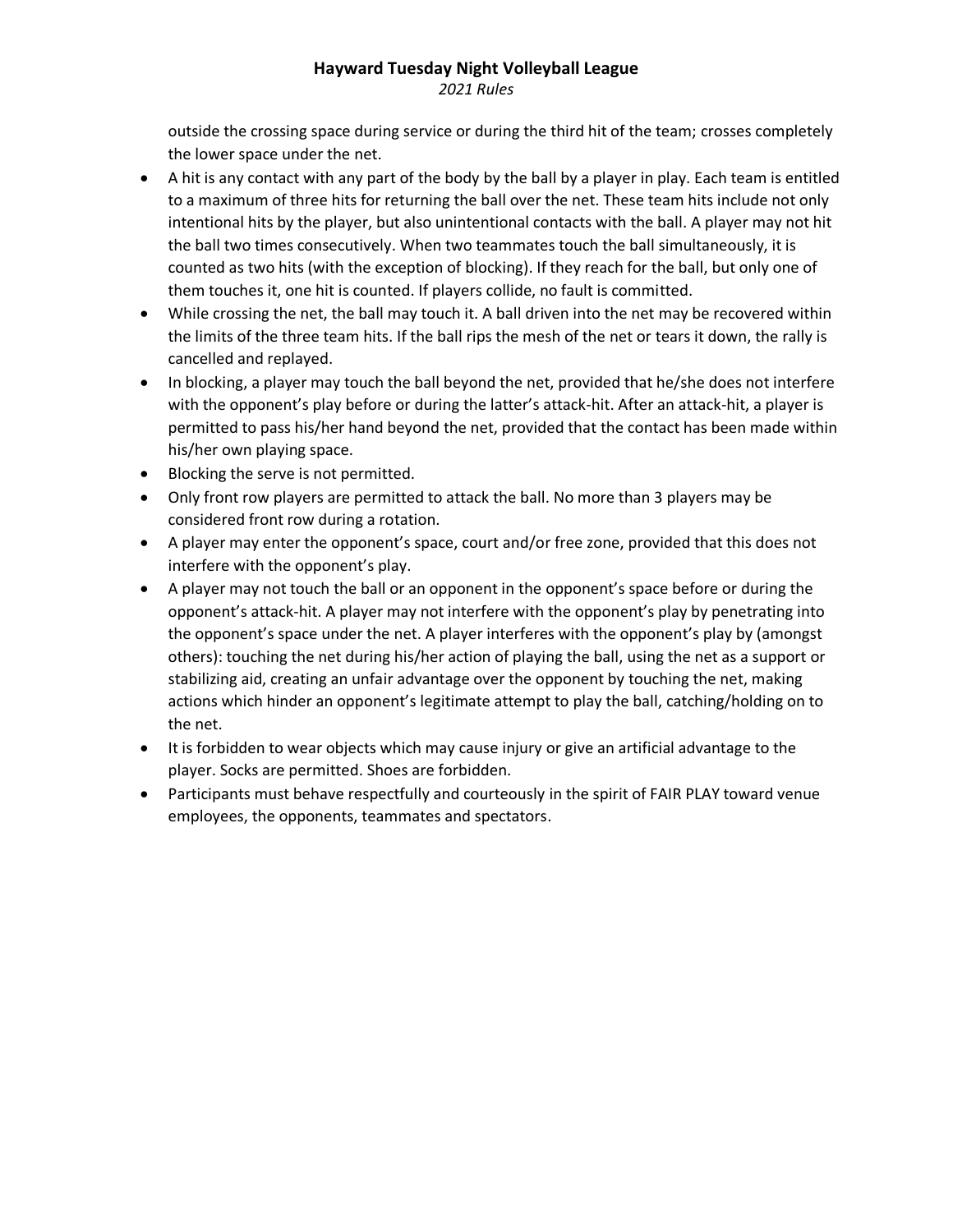outside the crossing space during service or during the third hit of the team; crosses completely the lower space under the net.

- A hit is any contact with any part of the body by the ball by a player in play. Each team is entitled to a maximum of three hits for returning the ball over the net. These team hits include not only intentional hits by the player, but also unintentional contacts with the ball. A player may not hit the ball two times consecutively. When two teammates touch the ball simultaneously, it is counted as two hits (with the exception of blocking). If they reach for the ball, but only one of them touches it, one hit is counted. If players collide, no fault is committed.
- While crossing the net, the ball may touch it. A ball driven into the net may be recovered within the limits of the three team hits. If the ball rips the mesh of the net or tears it down, the rally is cancelled and replayed.
- In blocking, a player may touch the ball beyond the net, provided that he/she does not interfere with the opponent's play before or during the latter's attack-hit. After an attack-hit, a player is permitted to pass his/her hand beyond the net, provided that the contact has been made within his/her own playing space.
- Blocking the serve is not permitted.
- Only front row players are permitted to attack the ball. No more than 3 players may be considered front row during a rotation.
- A player may enter the opponent's space, court and/or free zone, provided that this does not interfere with the opponent's play.
- A player may not touch the ball or an opponent in the opponent's space before or during the opponent's attack-hit. A player may not interfere with the opponent's play by penetrating into the opponent's space under the net. A player interferes with the opponent's play by (amongst others): touching the net during his/her action of playing the ball, using the net as a support or stabilizing aid, creating an unfair advantage over the opponent by touching the net, making actions which hinder an opponent's legitimate attempt to play the ball, catching/holding on to the net.
- It is forbidden to wear objects which may cause injury or give an artificial advantage to the player. Socks are permitted. Shoes are forbidden.
- Participants must behave respectfully and courteously in the spirit of FAIR PLAY toward venue employees, the opponents, teammates and spectators.